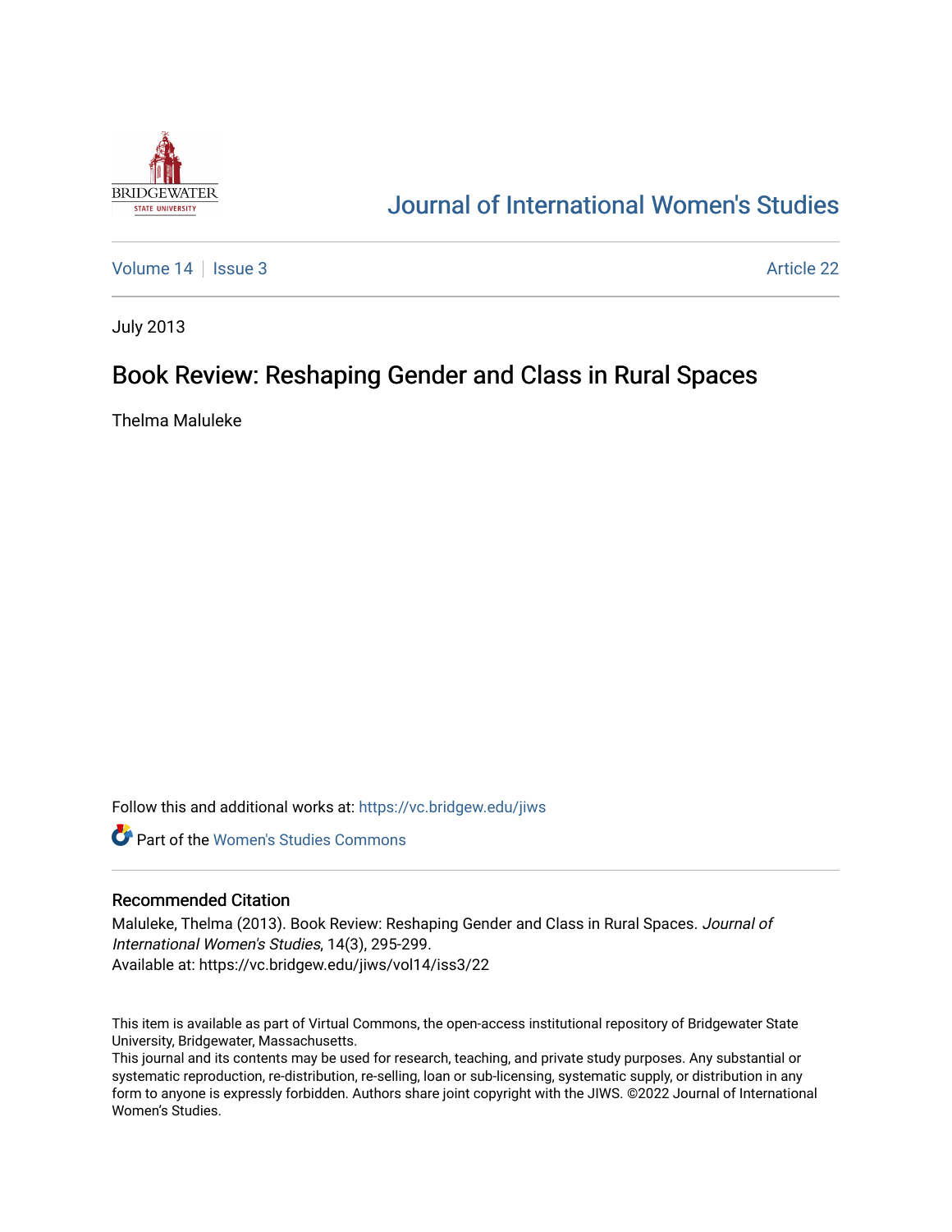# Journal of International Women's Studies

Volume 14 | Issue 3 Article 22

July 2013

## Book Review: Reshaping Gender and Class in Rural Spaces

Thelma Maluleke

Follow this and additional works at: https://vc.bridgew.edu/jiws

Part of the Women's Studies Commons

### Recommended Citation

Maluleke, Thelma (2013). Book Review: Reshaping Gender and Class in Rural Spaces. *Journal of International Women's Studies*, 14(3), 295-299.
Available at: https://vc.bridgew.edu/jiws/vol14/iss3/22

This item is available as part of Virtual Commons, the open-access institutional repository of Bridgewater State University, Bridgewater, Massachusetts.
This journal and its contents may be used for research, teaching, and private study purposes. Any substantial or systematic reproduction, re-distribution, re-selling, loan or sub-licensing, systematic supply, or distribution in any form to anyone is expressly forbidden. Authors share joint copyright with the JIWS. ©2022 Journal of International Women's Studies.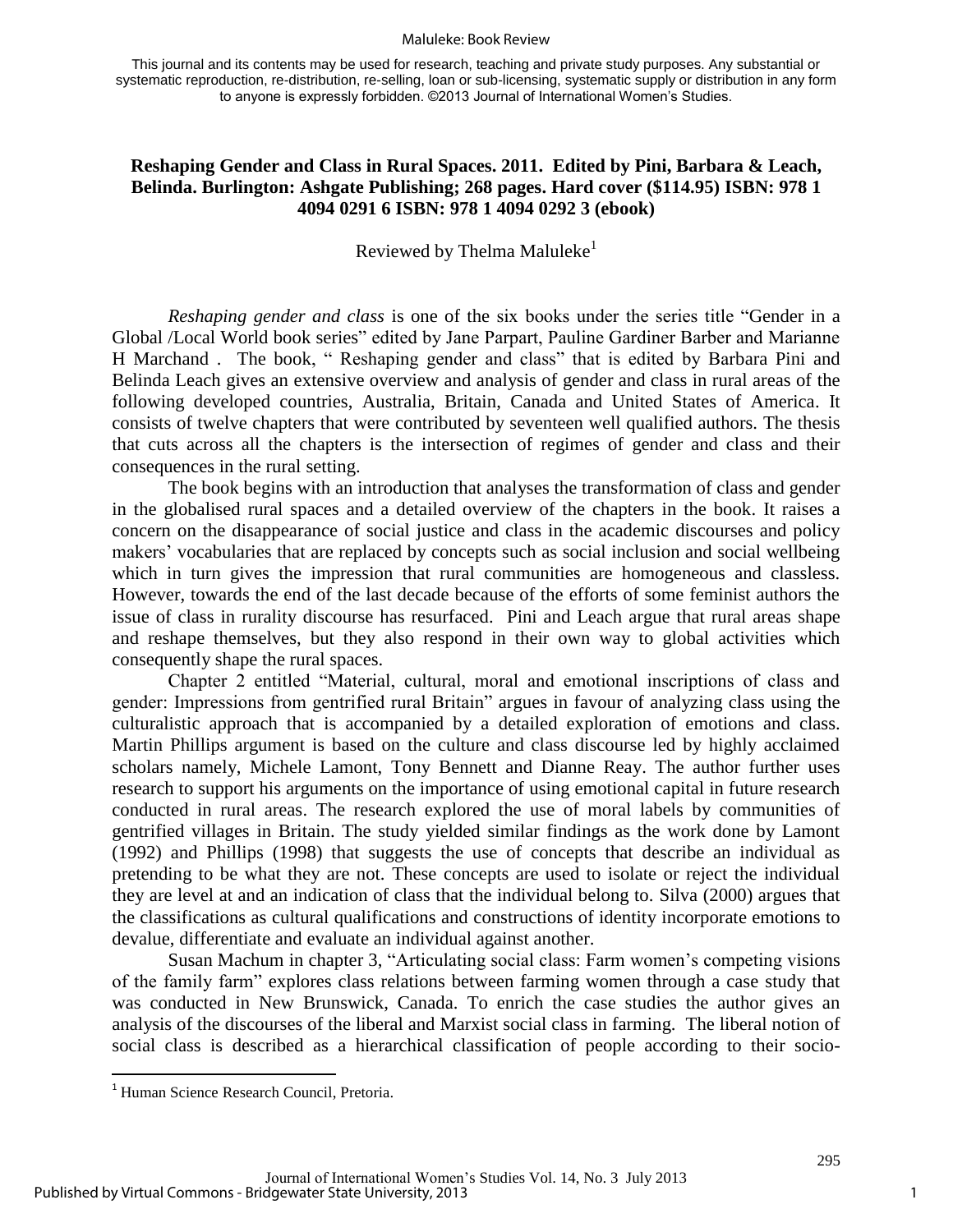This journal and its contents may be used for research, teaching and private study purposes. Any substantial or systematic reproduction, re-distribution, re-selling, loan or sub-licensing, systematic supply or distribution in any form to anyone is expressly forbidden. ©2013 Journal of International Women's Studies.

**Reshaping Gender and Class in Rural Spaces. 2011. Edited by Pini, Barbara & Leach, Belinda. Burlington: Ashgate Publishing; 268 pages. Hard cover ($114.95) ISBN: 978 1 4094 0291 6 ISBN: 978 1 4094 0292 3 (ebook)**

Reviewed by Thelma Maluleke[1]

*Reshaping gender and class* is one of the six books under the series title "Gender in a Global /Local World book series" edited by Jane Parpart, Pauline Gardiner Barber and Marianne H Marchand . The book, " Reshaping gender and class" that is edited by Barbara Pini and Belinda Leach gives an extensive overview and analysis of gender and class in rural areas of the following developed countries, Australia, Britain, Canada and United States of America. It consists of twelve chapters that were contributed by seventeen well qualified authors. The thesis that cuts across all the chapters is the intersection of regimes of gender and class and their consequences in the rural setting.

The book begins with an introduction that analyses the transformation of class and gender in the globalised rural spaces and a detailed overview of the chapters in the book. It raises a concern on the disappearance of social justice and class in the academic discourses and policy makers' vocabularies that are replaced by concepts such as social inclusion and social wellbeing which in turn gives the impression that rural communities are homogeneous and classless. However, towards the end of the last decade because of the efforts of some feminist authors the issue of class in rurality discourse has resurfaced. Pini and Leach argue that rural areas shape and reshape themselves, but they also respond in their own way to global activities which consequently shape the rural spaces.

Chapter 2 entitled "Material, cultural, moral and emotional inscriptions of class and gender: Impressions from gentrified rural Britain" argues in favour of analyzing class using the culturalistic approach that is accompanied by a detailed exploration of emotions and class. Martin Phillips argument is based on the culture and class discourse led by highly acclaimed scholars namely, Michele Lamont, Tony Bennett and Dianne Reay. The author further uses research to support his arguments on the importance of using emotional capital in future research conducted in rural areas. The research explored the use of moral labels by communities of gentrified villages in Britain. The study yielded similar findings as the work done by Lamont (1992) and Phillips (1998) that suggests the use of concepts that describe an individual as pretending to be what they are not. These concepts are used to isolate or reject the individual they are level at and an indication of class that the individual belong to. Silva (2000) argues that the classifications as cultural qualifications and constructions of identity incorporate emotions to devalue, differentiate and evaluate an individual against another.

Susan Machum in chapter 3, "Articulating social class: Farm women's competing visions of the family farm" explores class relations between farming women through a case study that was conducted in New Brunswick, Canada. To enrich the case studies the author gives an analysis of the discourses of the liberal and Marxist social class in farming. The liberal notion of social class is described as a hierarchical classification of people according to their socio-

[1] Human Science Research Council, Pretoria.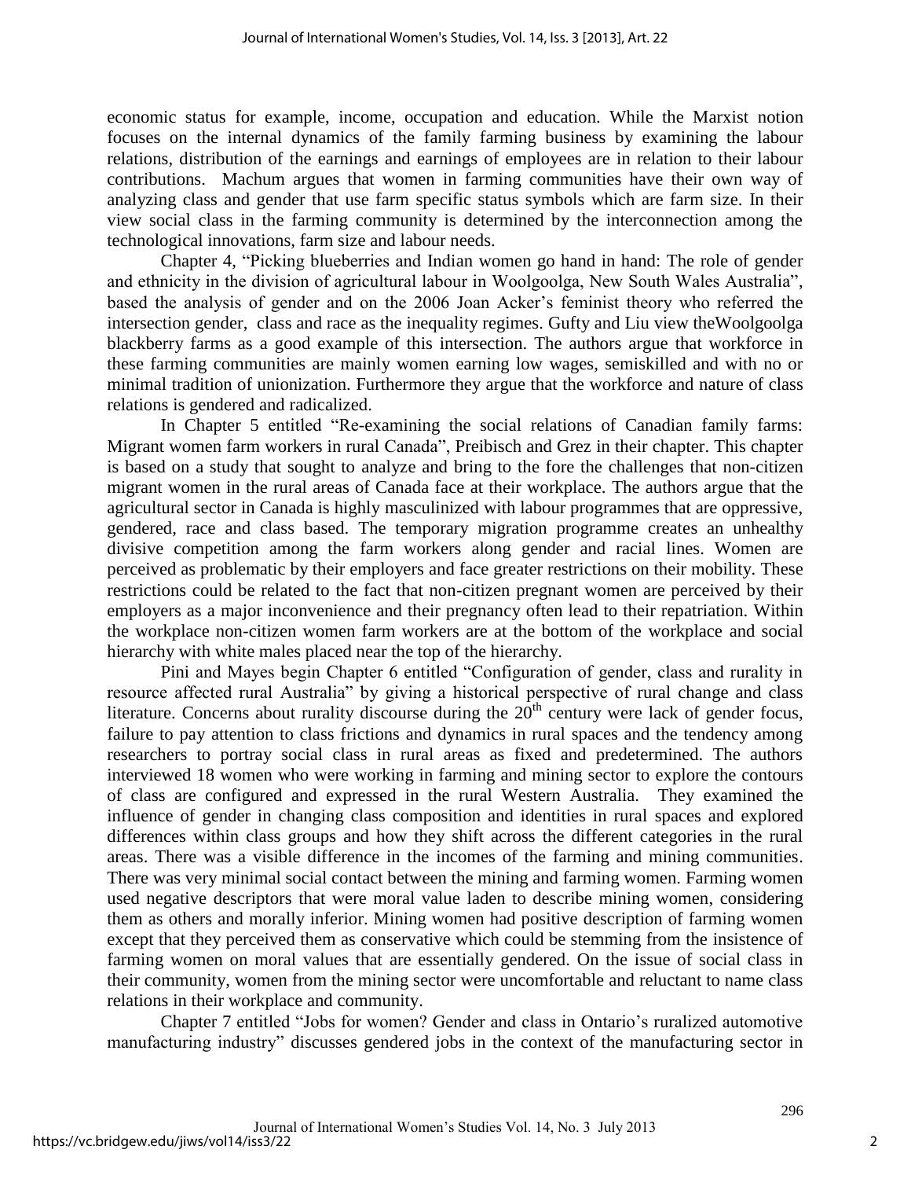economic status for example, income, occupation and education. While the Marxist notion focuses on the internal dynamics of the family farming business by examining the labour relations, distribution of the earnings and earnings of employees are in relation to their labour contributions. Machum argues that women in farming communities have their own way of analyzing class and gender that use farm specific status symbols which are farm size. In their view social class in the farming community is determined by the interconnection among the technological innovations, farm size and labour needs.

Chapter 4, "Picking blueberries and Indian women go hand in hand: The role of gender and ethnicity in the division of agricultural labour in Woolgoolga, New South Wales Australia", based the analysis of gender and on the 2006 Joan Acker's feminist theory who referred the intersection gender, class and race as the inequality regimes. Gufty and Liu view theWoolgoolga blackberry farms as a good example of this intersection. The authors argue that workforce in these farming communities are mainly women earning low wages, semiskilled and with no or minimal tradition of unionization. Furthermore they argue that the workforce and nature of class relations is gendered and radicalized.

In Chapter 5 entitled "Re-examining the social relations of Canadian family farms: Migrant women farm workers in rural Canada", Preibisch and Grez in their chapter. This chapter is based on a study that sought to analyze and bring to the fore the challenges that non-citizen migrant women in the rural areas of Canada face at their workplace. The authors argue that the agricultural sector in Canada is highly masculinized with labour programmes that are oppressive, gendered, race and class based. The temporary migration programme creates an unhealthy divisive competition among the farm workers along gender and racial lines. Women are perceived as problematic by their employers and face greater restrictions on their mobility. These restrictions could be related to the fact that non-citizen pregnant women are perceived by their employers as a major inconvenience and their pregnancy often lead to their repatriation. Within the workplace non-citizen women farm workers are at the bottom of the workplace and social hierarchy with white males placed near the top of the hierarchy.

Pini and Mayes begin Chapter 6 entitled "Configuration of gender, class and rurality in resource affected rural Australia" by giving a historical perspective of rural change and class literature. Concerns about rurality discourse during the 20th century were lack of gender focus, failure to pay attention to class frictions and dynamics in rural spaces and the tendency among researchers to portray social class in rural areas as fixed and predetermined. The authors interviewed 18 women who were working in farming and mining sector to explore the contours of class are configured and expressed in the rural Western Australia. They examined the influence of gender in changing class composition and identities in rural spaces and explored differences within class groups and how they shift across the different categories in the rural areas. There was a visible difference in the incomes of the farming and mining communities. There was very minimal social contact between the mining and farming women. Farming women used negative descriptors that were moral value laden to describe mining women, considering them as others and morally inferior. Mining women had positive description of farming women except that they perceived them as conservative which could be stemming from the insistence of farming women on moral values that are essentially gendered. On the issue of social class in their community, women from the mining sector were uncomfortable and reluctant to name class relations in their workplace and community.

Chapter 7 entitled "Jobs for women? Gender and class in Ontario's ruralized automotive manufacturing industry" discusses gendered jobs in the context of the manufacturing sector in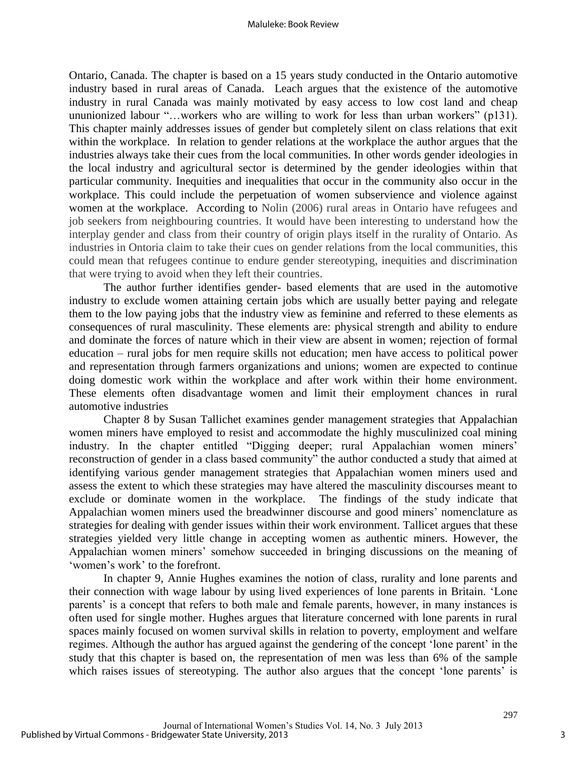Ontario, Canada. The chapter is based on a 15 years study conducted in the Ontario automotive industry based in rural areas of Canada. Leach argues that the existence of the automotive industry in rural Canada was mainly motivated by easy access to low cost land and cheap ununionized labour "…workers who are willing to work for less than urban workers" (p131). This chapter mainly addresses issues of gender but completely silent on class relations that exit within the workplace. In relation to gender relations at the workplace the author argues that the industries always take their cues from the local communities. In other words gender ideologies in the local industry and agricultural sector is determined by the gender ideologies within that particular community. Inequities and inequalities that occur in the community also occur in the workplace. This could include the perpetuation of women subservience and violence against women at the workplace. According to Nolin (2006) rural areas in Ontario have refugees and job seekers from neighbouring countries. It would have been interesting to understand how the interplay gender and class from their country of origin plays itself in the rurality of Ontario. As industries in Ontoria claim to take their cues on gender relations from the local communities, this could mean that refugees continue to endure gender stereotyping, inequities and discrimination that were trying to avoid when they left their countries.

The author further identifies gender- based elements that are used in the automotive industry to exclude women attaining certain jobs which are usually better paying and relegate them to the low paying jobs that the industry view as feminine and referred to these elements as consequences of rural masculinity. These elements are: physical strength and ability to endure and dominate the forces of nature which in their view are absent in women; rejection of formal education – rural jobs for men require skills not education; men have access to political power and representation through farmers organizations and unions; women are expected to continue doing domestic work within the workplace and after work within their home environment. These elements often disadvantage women and limit their employment chances in rural automotive industries

Chapter 8 by Susan Tallichet examines gender management strategies that Appalachian women miners have employed to resist and accommodate the highly musculinized coal mining industry. In the chapter entitled "Digging deeper; rural Appalachian women miners' reconstruction of gender in a class based community" the author conducted a study that aimed at identifying various gender management strategies that Appalachian women miners used and assess the extent to which these strategies may have altered the masculinity discourses meant to exclude or dominate women in the workplace. The findings of the study indicate that Appalachian women miners used the breadwinner discourse and good miners' nomenclature as strategies for dealing with gender issues within their work environment. Tallicet argues that these strategies yielded very little change in accepting women as authentic miners. However, the Appalachian women miners' somehow succeeded in bringing discussions on the meaning of 'women's work' to the forefront.

In chapter 9, Annie Hughes examines the notion of class, rurality and lone parents and their connection with wage labour by using lived experiences of lone parents in Britain. 'Lone parents' is a concept that refers to both male and female parents, however, in many instances is often used for single mother. Hughes argues that literature concerned with lone parents in rural spaces mainly focused on women survival skills in relation to poverty, employment and welfare regimes. Although the author has argued against the gendering of the concept 'lone parent' in the study that this chapter is based on, the representation of men was less than 6% of the sample which raises issues of stereotyping. The author also argues that the concept 'lone parents' is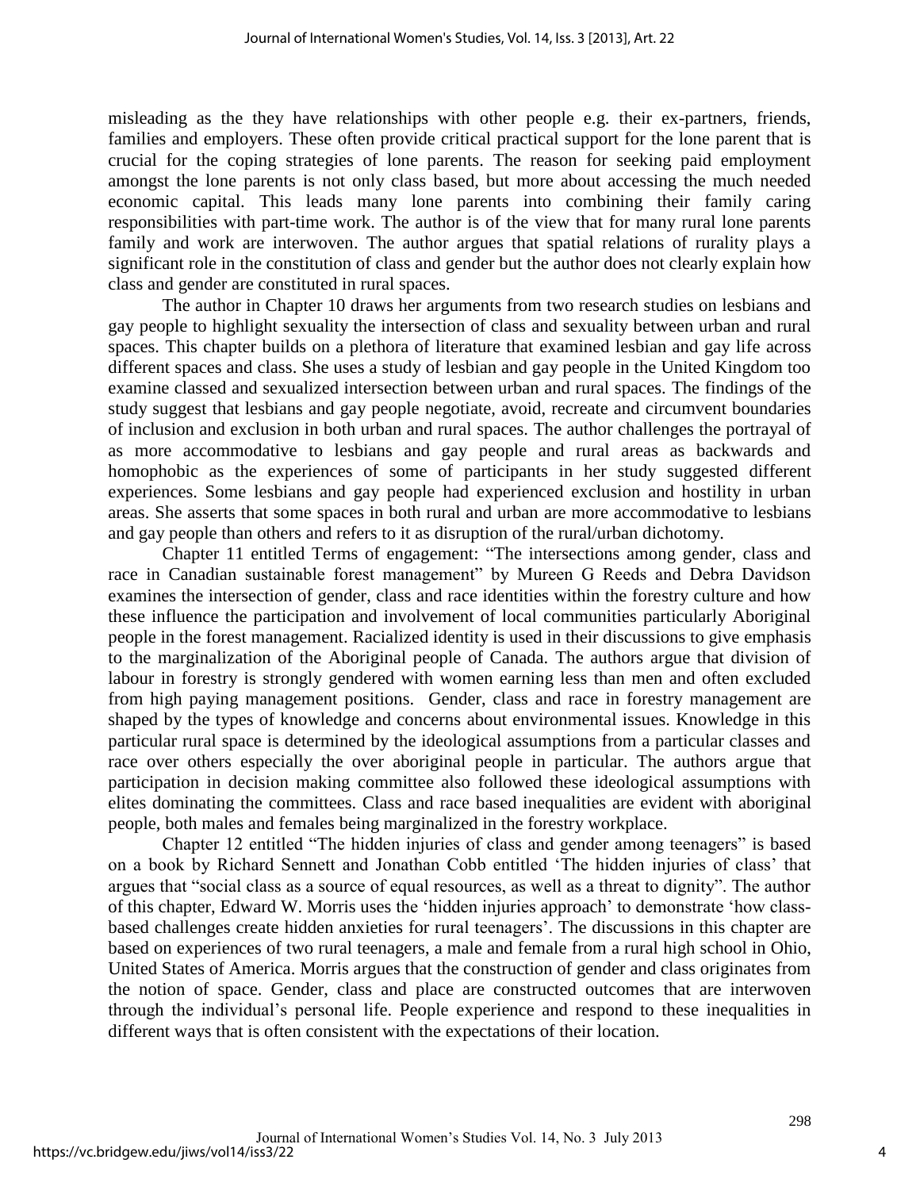misleading as the they have relationships with other people e.g. their ex-partners, friends, families and employers. These often provide critical practical support for the lone parent that is crucial for the coping strategies of lone parents. The reason for seeking paid employment amongst the lone parents is not only class based, but more about accessing the much needed economic capital. This leads many lone parents into combining their family caring responsibilities with part-time work. The author is of the view that for many rural lone parents family and work are interwoven. The author argues that spatial relations of rurality plays a significant role in the constitution of class and gender but the author does not clearly explain how class and gender are constituted in rural spaces.

The author in Chapter 10 draws her arguments from two research studies on lesbians and gay people to highlight sexuality the intersection of class and sexuality between urban and rural spaces. This chapter builds on a plethora of literature that examined lesbian and gay life across different spaces and class. She uses a study of lesbian and gay people in the United Kingdom too examine classed and sexualized intersection between urban and rural spaces. The findings of the study suggest that lesbians and gay people negotiate, avoid, recreate and circumvent boundaries of inclusion and exclusion in both urban and rural spaces. The author challenges the portrayal of as more accommodative to lesbians and gay people and rural areas as backwards and homophobic as the experiences of some of participants in her study suggested different experiences. Some lesbians and gay people had experienced exclusion and hostility in urban areas. She asserts that some spaces in both rural and urban are more accommodative to lesbians and gay people than others and refers to it as disruption of the rural/urban dichotomy.

Chapter 11 entitled Terms of engagement: "The intersections among gender, class and race in Canadian sustainable forest management" by Mureen G Reeds and Debra Davidson examines the intersection of gender, class and race identities within the forestry culture and how these influence the participation and involvement of local communities particularly Aboriginal people in the forest management. Racialized identity is used in their discussions to give emphasis to the marginalization of the Aboriginal people of Canada. The authors argue that division of labour in forestry is strongly gendered with women earning less than men and often excluded from high paying management positions. Gender, class and race in forestry management are shaped by the types of knowledge and concerns about environmental issues. Knowledge in this particular rural space is determined by the ideological assumptions from a particular classes and race over others especially the over aboriginal people in particular. The authors argue that participation in decision making committee also followed these ideological assumptions with elites dominating the committees. Class and race based inequalities are evident with aboriginal people, both males and females being marginalized in the forestry workplace.

Chapter 12 entitled "The hidden injuries of class and gender among teenagers" is based on a book by Richard Sennett and Jonathan Cobb entitled 'The hidden injuries of class' that argues that "social class as a source of equal resources, as well as a threat to dignity". The author of this chapter, Edward W. Morris uses the 'hidden injuries approach' to demonstrate 'how class-based challenges create hidden anxieties for rural teenagers'. The discussions in this chapter are based on experiences of two rural teenagers, a male and female from a rural high school in Ohio, United States of America. Morris argues that the construction of gender and class originates from the notion of space. Gender, class and place are constructed outcomes that are interwoven through the individual's personal life. People experience and respond to these inequalities in different ways that is often consistent with the expectations of their location.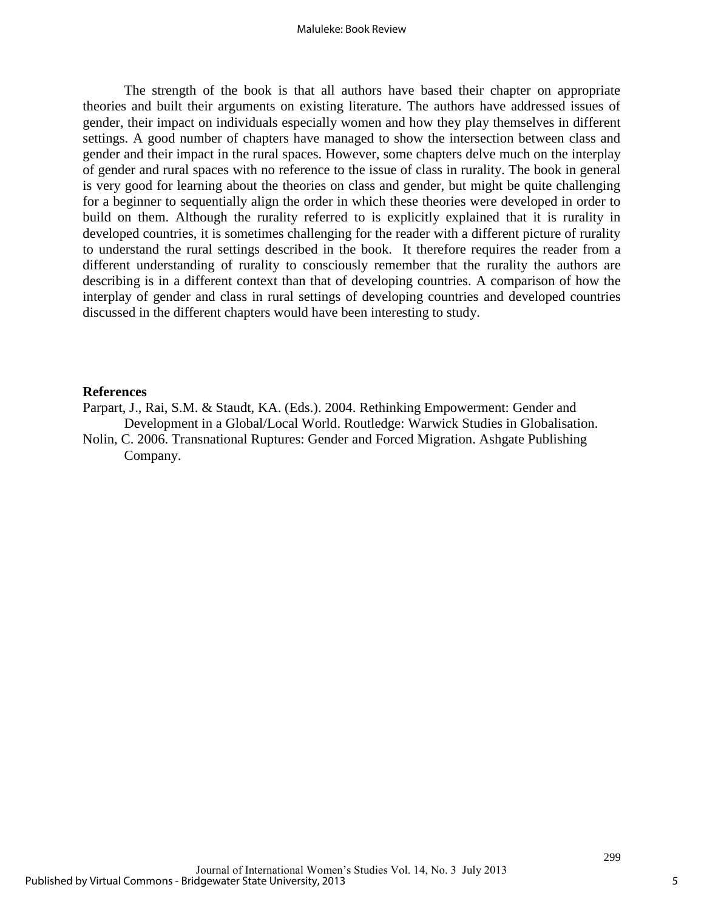The strength of the book is that all authors have based their chapter on appropriate theories and built their arguments on existing literature. The authors have addressed issues of gender, their impact on individuals especially women and how they play themselves in different settings. A good number of chapters have managed to show the intersection between class and gender and their impact in the rural spaces. However, some chapters delve much on the interplay of gender and rural spaces with no reference to the issue of class in rurality. The book in general is very good for learning about the theories on class and gender, but might be quite challenging for a beginner to sequentially align the order in which these theories were developed in order to build on them. Although the rurality referred to is explicitly explained that it is rurality in developed countries, it is sometimes challenging for the reader with a different picture of rurality to understand the rural settings described in the book. It therefore requires the reader from a different understanding of rurality to consciously remember that the rurality the authors are describing is in a different context than that of developing countries. A comparison of how the interplay of gender and class in rural settings of developing countries and developed countries discussed in the different chapters would have been interesting to study.

**References**

Parpart, J., Rai, S.M. & Staudt, KA. (Eds.). 2004. Rethinking Empowerment: Gender and Development in a Global/Local World. Routledge: Warwick Studies in Globalisation.

Nolin, C. 2006. Transnational Ruptures: Gender and Forced Migration. Ashgate Publishing Company.